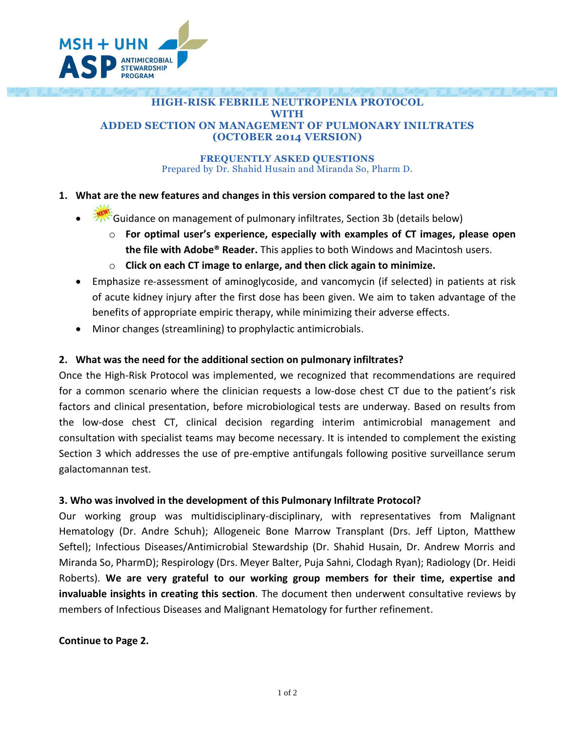MSH + UHN ASP ANTIMICROBIAL STEWARDSHIP PROGRAM

# HIGH-RISK FEBRILE NEUTROPENIA PROTOCOL WITH ADDED SECTION ON MANAGEMENT OF PULMONARY INILTRATES (OCTOBER 2014 VERSION)

## FREQUENTLY ASKED QUESTIONS

Prepared by Dr. Shahid Husain and Miranda So, Pharm D.

### 1. What are the new features and changes in this version compared to the last one?

- NEW! Guidance on management of pulmonary infiltrates, Section 3b (details below)
  - **For optimal user's experience, especially with examples of CT images, please open the file with Adobe® Reader.** This applies to both Windows and Macintosh users.
  - **Click on each CT image to enlarge, and then click again to minimize.**
- Emphasize re-assessment of aminoglycoside, and vancomycin (if selected) in patients at risk of acute kidney injury after the first dose has been given. We aim to taken advantage of the benefits of appropriate empiric therapy, while minimizing their adverse effects.
- Minor changes (streamlining) to prophylactic antimicrobials.

### 2. What was the need for the additional section on pulmonary infiltrates?

Once the High-Risk Protocol was implemented, we recognized that recommendations are required for a common scenario where the clinician requests a low-dose chest CT due to the patient's risk factors and clinical presentation, before microbiological tests are underway. Based on results from the low-dose chest CT, clinical decision regarding interim antimicrobial management and consultation with specialist teams may become necessary. It is intended to complement the existing Section 3 which addresses the use of pre-emptive antifungals following positive surveillance serum galactomannan test.

### 3. Who was involved in the development of this Pulmonary Infiltrate Protocol?

Our working group was multidisciplinary-disciplinary, with representatives from Malignant Hematology (Dr. Andre Schuh); Allogeneic Bone Marrow Transplant (Drs. Jeff Lipton, Matthew Seftel); Infectious Diseases/Antimicrobial Stewardship (Dr. Shahid Husain, Dr. Andrew Morris and Miranda So, PharmD); Respirology (Drs. Meyer Balter, Puja Sahni, Clodagh Ryan); Radiology (Dr. Heidi Roberts). **We are very grateful to our working group members for their time, expertise and invaluable insights in creating this section**. The document then underwent consultative reviews by members of Infectious Diseases and Malignant Hematology for further refinement.

**Continue to Page 2.**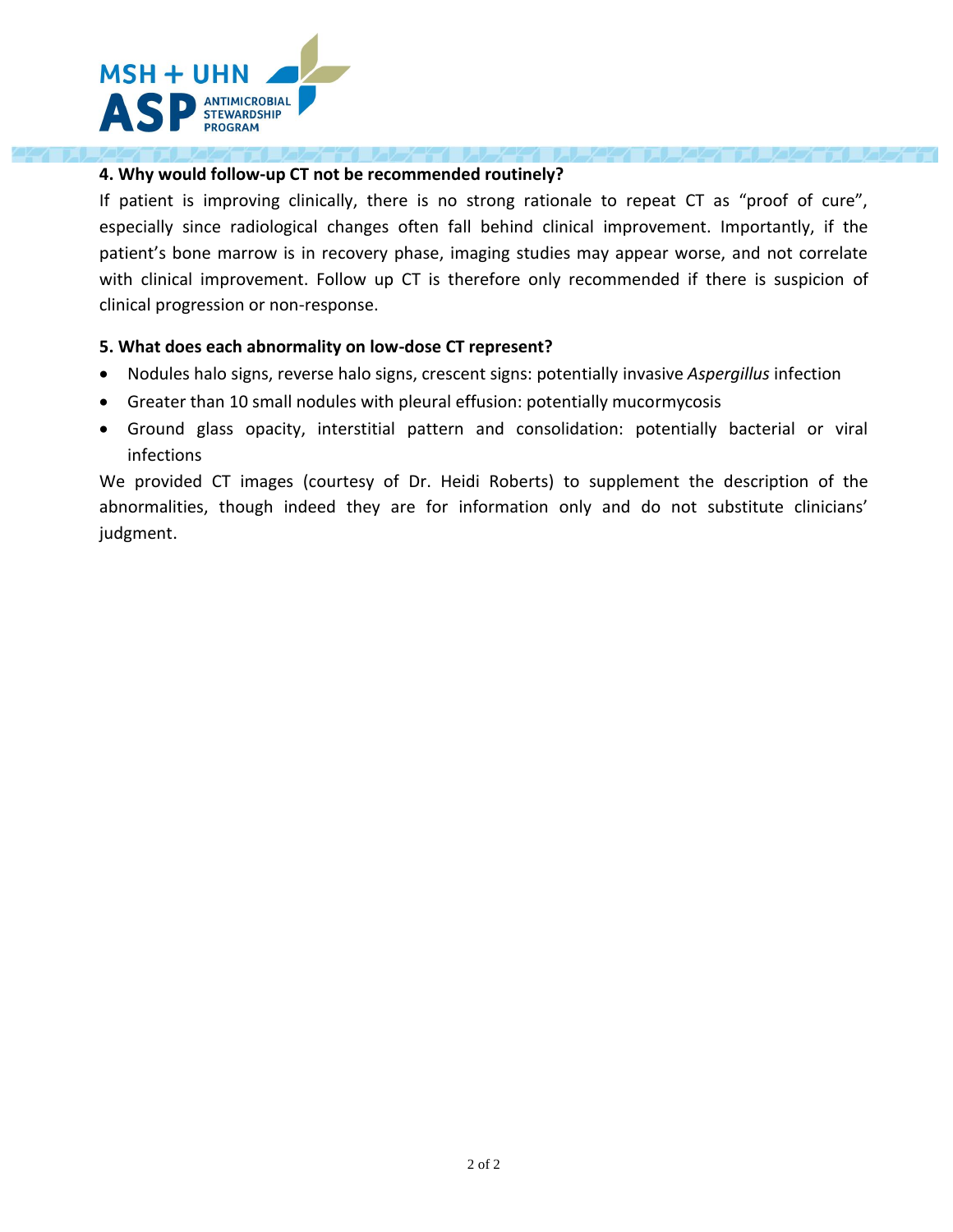**4. Why would follow-up CT not be recommended routinely?**

If patient is improving clinically, there is no strong rationale to repeat CT as "proof of cure", especially since radiological changes often fall behind clinical improvement. Importantly, if the patient's bone marrow is in recovery phase, imaging studies may appear worse, and not correlate with clinical improvement. Follow up CT is therefore only recommended if there is suspicion of clinical progression or non-response.

**5. What does each abnormality on low-dose CT represent?**

- Nodules halo signs, reverse halo signs, crescent signs: potentially invasive *Aspergillus* infection
- Greater than 10 small nodules with pleural effusion: potentially mucormycosis
- Ground glass opacity, interstitial pattern and consolidation: potentially bacterial or viral infections

We provided CT images (courtesy of Dr. Heidi Roberts) to supplement the description of the abnormalities, though indeed they are for information only and do not substitute clinicians' judgment.